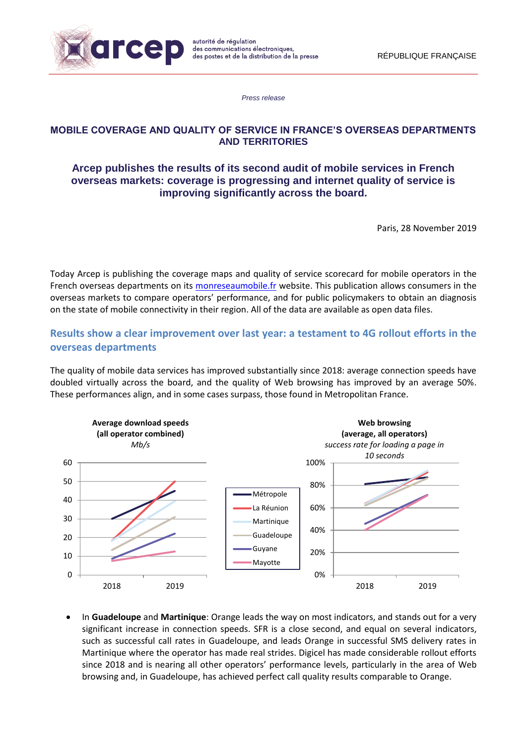*Press release*

# MOBILE COVERAGE AND QUALITY OF SERVICE IN FRANCE'S OVERSEAS DEPARTMENTS AND TERRITORIES

## Arcep publishes the results of its second audit of mobile services in French overseas markets: coverage is progressing and internet quality of service is improving significantly across the board.

Paris, 28 November 2019

Today Arcep is publishing the coverage maps and quality of service scorecard for mobile operators in the French overseas departments on its monreseaumobile.fr website. This publication allows consumers in the overseas markets to compare operators' performance, and for public policymakers to obtain an diagnosis on the state of mobile connectivity in their region. All of the data are available as open data files.

### Results show a clear improvement over last year: a testament to 4G rollout efforts in the overseas departments

The quality of mobile data services has improved substantially since 2018: average connection speeds have doubled virtually across the board, and the quality of Web browsing has improved by an average 50%. These performances align, and in some cases surpass, those found in Metropolitan France.

**Average download speeds (all operator combined)**
*Mb/s*

**Web browsing (average, all operators)**
*success rate for loading a page in 10 seconds*

Legend: Métropole, La Réunion, Martinique, Guadeloupe, Guyane, Mayotte

- In **Guadeloupe** and **Martinique**: Orange leads the way on most indicators, and stands out for a very significant increase in connection speeds. SFR is a close second, and equal on several indicators, such as successful call rates in Guadeloupe, and leads Orange in successful SMS delivery rates in Martinique where the operator has made real strides. Digicel has made considerable rollout efforts since 2018 and is nearing all other operators' performance levels, particularly in the area of Web browsing and, in Guadeloupe, has achieved perfect call quality results comparable to Orange.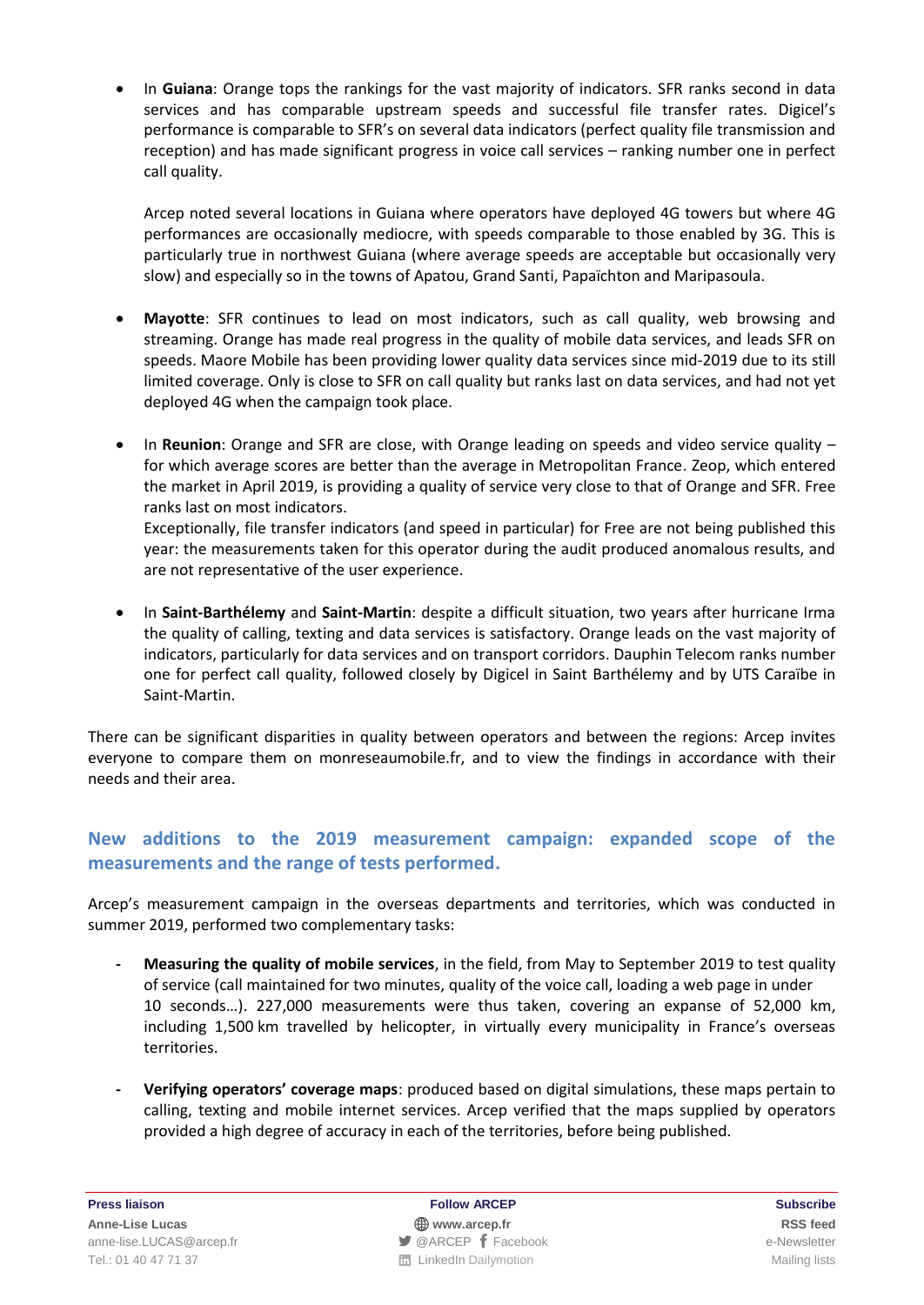- In **Guiana**: Orange tops the rankings for the vast majority of indicators. SFR ranks second in data services and has comparable upstream speeds and successful file transfer rates. Digicel's performance is comparable to SFR's on several data indicators (perfect quality file transmission and reception) and has made significant progress in voice call services – ranking number one in perfect call quality.

  Arcep noted several locations in Guiana where operators have deployed 4G towers but where 4G performances are occasionally mediocre, with speeds comparable to those enabled by 3G. This is particularly true in northwest Guiana (where average speeds are acceptable but occasionally very slow) and especially so in the towns of Apatou, Grand Santi, Papaïchton and Maripasoula.

- **Mayotte**: SFR continues to lead on most indicators, such as call quality, web browsing and streaming. Orange has made real progress in the quality of mobile data services, and leads SFR on speeds. Maore Mobile has been providing lower quality data services since mid-2019 due to its still limited coverage. Only is close to SFR on call quality but ranks last on data services, and had not yet deployed 4G when the campaign took place.

- In **Reunion**: Orange and SFR are close, with Orange leading on speeds and video service quality – for which average scores are better than the average in Metropolitan France. Zeop, which entered the market in April 2019, is providing a quality of service very close to that of Orange and SFR. Free ranks last on most indicators.
  Exceptionally, file transfer indicators (and speed in particular) for Free are not being published this year: the measurements taken for this operator during the audit produced anomalous results, and are not representative of the user experience.

- In **Saint-Barthélemy** and **Saint-Martin**: despite a difficult situation, two years after hurricane Irma the quality of calling, texting and data services is satisfactory. Orange leads on the vast majority of indicators, particularly for data services and on transport corridors. Dauphin Telecom ranks number one for perfect call quality, followed closely by Digicel in Saint Barthélemy and by UTS Caraïbe in Saint-Martin.

There can be significant disparities in quality between operators and between the regions: Arcep invites everyone to compare them on monreseaumobile.fr, and to view the findings in accordance with their needs and their area.

## New additions to the 2019 measurement campaign: expanded scope of the measurements and the range of tests performed.

Arcep's measurement campaign in the overseas departments and territories, which was conducted in summer 2019, performed two complementary tasks:

- **Measuring the quality of mobile services**, in the field, from May to September 2019 to test quality of service (call maintained for two minutes, quality of the voice call, loading a web page in under 10 seconds…). 227,000 measurements were thus taken, covering an expanse of 52,000 km, including 1,500 km travelled by helicopter, in virtually every municipality in France's overseas territories.

- **Verifying operators' coverage maps**: produced based on digital simulations, these maps pertain to calling, texting and mobile internet services. Arcep verified that the maps supplied by operators provided a high degree of accuracy in each of the territories, before being published.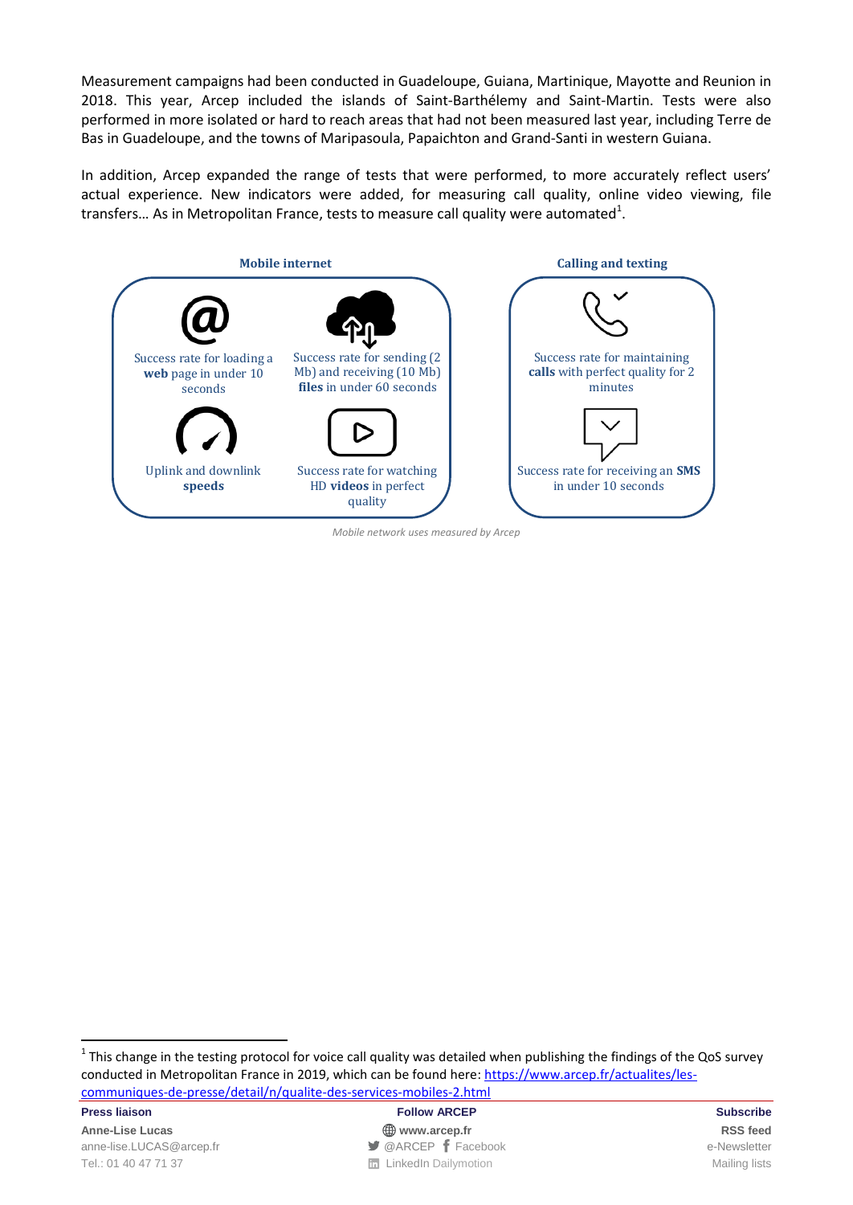Measurement campaigns had been conducted in Guadeloupe, Guiana, Martinique, Mayotte and Reunion in 2018. This year, Arcep included the islands of Saint-Barthélemy and Saint-Martin. Tests were also performed in more isolated or hard to reach areas that had not been measured last year, including Terre de Bas in Guadeloupe, and the towns of Maripasoula, Papaichton and Grand-Santi in western Guiana.

In addition, Arcep expanded the range of tests that were performed, to more accurately reflect users' actual experience. New indicators were added, for measuring call quality, online video viewing, file transfers… As in Metropolitan France, tests to measure call quality were automated[1].

**Mobile internet**

- Success rate for loading a **web** page in under 10 seconds
- Success rate for sending (2 Mb) and receiving (10 Mb) **files** in under 60 seconds
- Uplink and downlink **speeds**
- Success rate for watching HD **videos** in perfect quality

**Calling and texting**

- Success rate for maintaining **calls** with perfect quality for 2 minutes
- Success rate for receiving an **SMS** in under 10 seconds

*Mobile network uses measured by Arcep*

---

[1] This change in the testing protocol for voice call quality was detailed when publishing the findings of the QoS survey conducted in Metropolitan France in 2019, which can be found here: https://www.arcep.fr/actualites/les-communiques-de-presse/detail/n/qualite-des-services-mobiles-2.html

**Press liaison**
**Anne-Lise Lucas**
anne-lise.LUCAS@arcep.fr
Tel.: 01 40 47 71 37

**Follow ARCEP**
**www.arcep.fr**
@ARCEP Facebook
LinkedIn Dailymotion

**Subscribe**
**RSS feed**
e-Newsletter
Mailing lists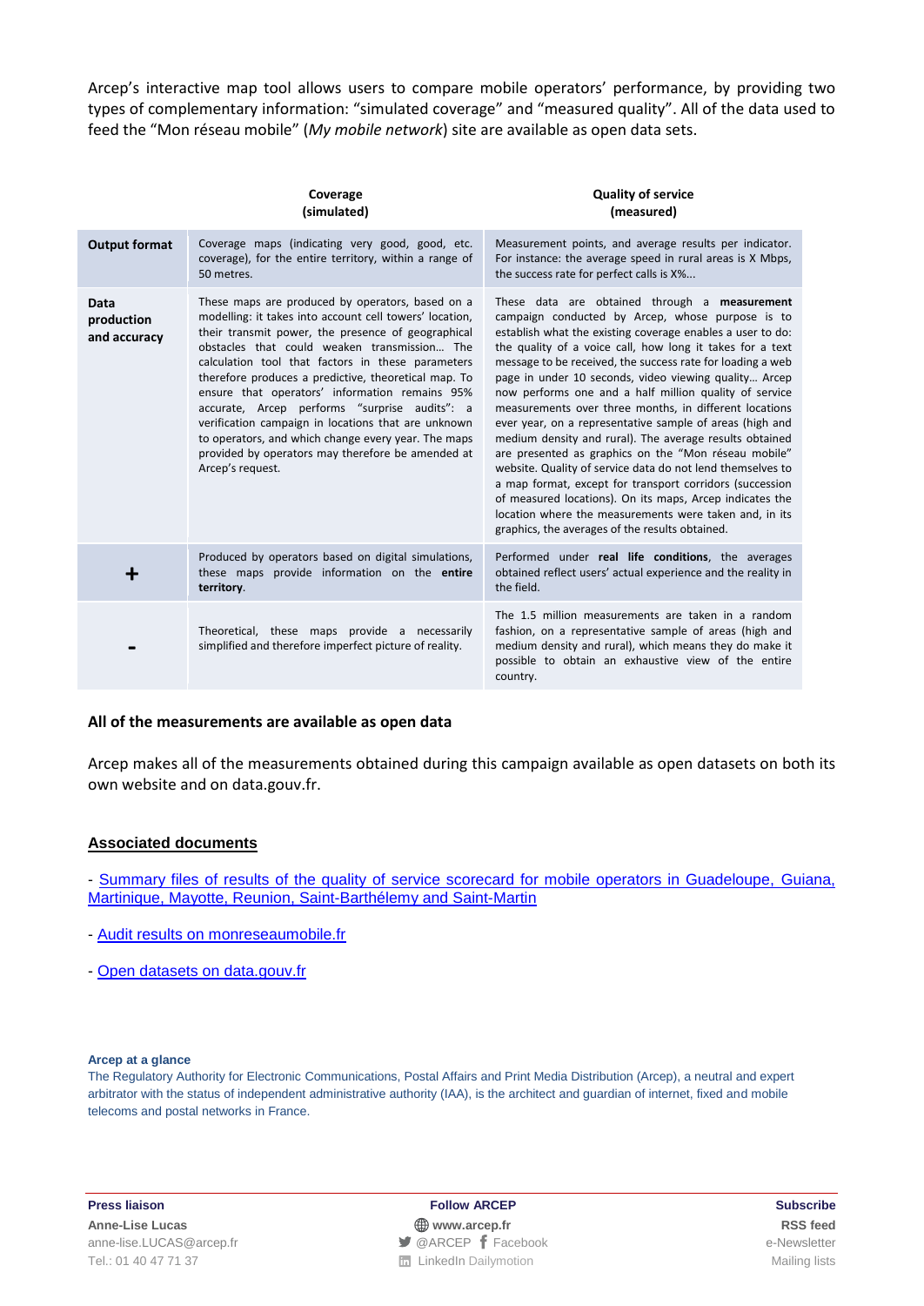Arcep's interactive map tool allows users to compare mobile operators' performance, by providing two types of complementary information: "simulated coverage" and "measured quality". All of the data used to feed the "Mon réseau mobile" (*My mobile network*) site are available as open data sets.

| | Coverage (simulated) | Quality of service (measured) |
|---|---|---|
| **Output format** | Coverage maps (indicating very good, good, etc. coverage), for the entire territory, within a range of 50 metres. | Measurement points, and average results per indicator. For instance: the average speed in rural areas is X Mbps, the success rate for perfect calls is X%... |
| **Data production and accuracy** | These maps are produced by operators, based on a modelling: it takes into account cell towers' location, their transmit power, the presence of geographical obstacles that could weaken transmission… The calculation tool that factors in these parameters therefore produces a predictive, theoretical map. To ensure that operators' information remains 95% accurate, Arcep performs "surprise audits": a verification campaign in locations that are unknown to operators, and which change every year. The maps provided by operators may therefore be amended at Arcep's request. | These data are obtained through a **measurement** campaign conducted by Arcep, whose purpose is to establish what the existing coverage enables a user to do: the quality of a voice call, how long it takes for a text message to be received, the success rate for loading a web page in under 10 seconds, video viewing quality… Arcep now performs one and a half million quality of service measurements over three months, in different locations ever year, on a representative sample of areas (high and medium density and rural). The average results obtained are presented as graphics on the "Mon réseau mobile" website. Quality of service data do not lend themselves to a map format, except for transport corridors (succession of measured locations). On its maps, Arcep indicates the location where the measurements were taken and, in its graphics, the averages of the results obtained. |
| **+** | Produced by operators based on digital simulations, these maps provide information on the **entire territory**. | Performed under **real life conditions**, the averages obtained reflect users' actual experience and the reality in the field. |
| **-** | Theoretical, these maps provide a necessarily simplified and therefore imperfect picture of reality. | The 1.5 million measurements are taken in a random fashion, on a representative sample of areas (high and medium density and rural), which means they do make it possible to obtain an exhaustive view of the entire country. |

**All of the measurements are available as open data**

Arcep makes all of the measurements obtained during this campaign available as open datasets on both its own website and on data.gouv.fr.

## Associated documents

- Summary files of results of the quality of service scorecard for mobile operators in Guadeloupe, Guiana, Martinique, Mayotte, Reunion, Saint-Barthélemy and Saint-Martin

- Audit results on monreseaumobile.fr

- Open datasets on data.gouv.fr

**Arcep at a glance**

The Regulatory Authority for Electronic Communications, Postal Affairs and Print Media Distribution (Arcep), a neutral and expert arbitrator with the status of independent administrative authority (IAA), is the architect and guardian of internet, fixed and mobile telecoms and postal networks in France.

**Press liaison**
**Anne-Lise Lucas**
anne-lise.LUCAS@arcep.fr
Tel.: 01 40 47 71 37

**Follow ARCEP**
www.arcep.fr
@ARCEP Facebook
LinkedIn Dailymotion

**Subscribe**
RSS feed
e-Newsletter
Mailing lists